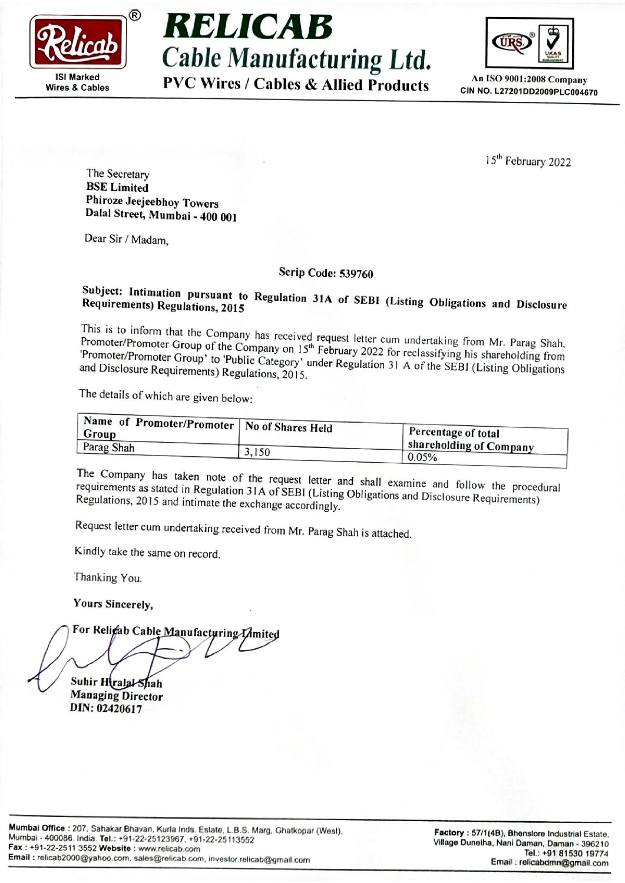# RELICAB

## Cable Manufacturing Ltd.

**PVC Wires / Cables & Allied Products**

ISI Marked Wires & Cables

An ISO 9001:2008 Company
CIN NO. L27201DD2009PLC004670

15th February 2022

The Secretary
**BSE Limited**
**Phiroze Jeejeebhoy Towers**
**Dalal Street, Mumbai - 400 001**

Dear Sir / Madam,

**Scrip Code: 539760**

**Subject: Intimation pursuant to Regulation 31A of SEBI (Listing Obligations and Disclosure Requirements) Regulations, 2015**

This is to inform that the Company has received request letter cum undertaking from Mr. Parag Shah, Promoter/Promoter Group of the Company on 15th February 2022 for reclassifying his shareholding from 'Promoter/Promoter Group' to 'Public Category' under Regulation 31 A of the SEBI (Listing Obligations and Disclosure Requirements) Regulations, 2015.

The details of which are given below:

| Name of Promoter/Promoter Group | No of Shares Held | Percentage of total shareholding of Company |
|---|---|---|
| Parag Shah | 3,150 | 0.05% |

The Company has taken note of the request letter and shall examine and follow the procedural requirements as stated in Regulation 31A of SEBI (Listing Obligations and Disclosure Requirements) Regulations, 2015 and intimate the exchange accordingly.

Request letter cum undertaking received from Mr. Parag Shah is attached.

Kindly take the same on record.

Thanking You.

**Yours Sincerely,**

**For Relicab Cable Manufacturing Limited**

**Suhir Hiralal Shah**
**Managing Director**
**DIN: 02420617**

**Mumbai Office** : 207, Sahakar Bhavan, Kurla Inds. Estate, L.B.S. Marg, Ghatkopar (West), Mumbai - 400086. India. **Tel.:** +91-22-25123967, +91-22-25113552
**Fax** : +91-22-2511 3552 **Website** : www.relicab.com
**Email** : relicab2000@yahoo.com, sales@relicab.com, investor.relicab@gmail.com

**Factory** : 57/1(4B), Bhenslore Industrial Estate, Village Dunetha, Nani Daman, Daman - 396210
Tel.: +91 81530 19774
Email : relicabdmn@gmail.com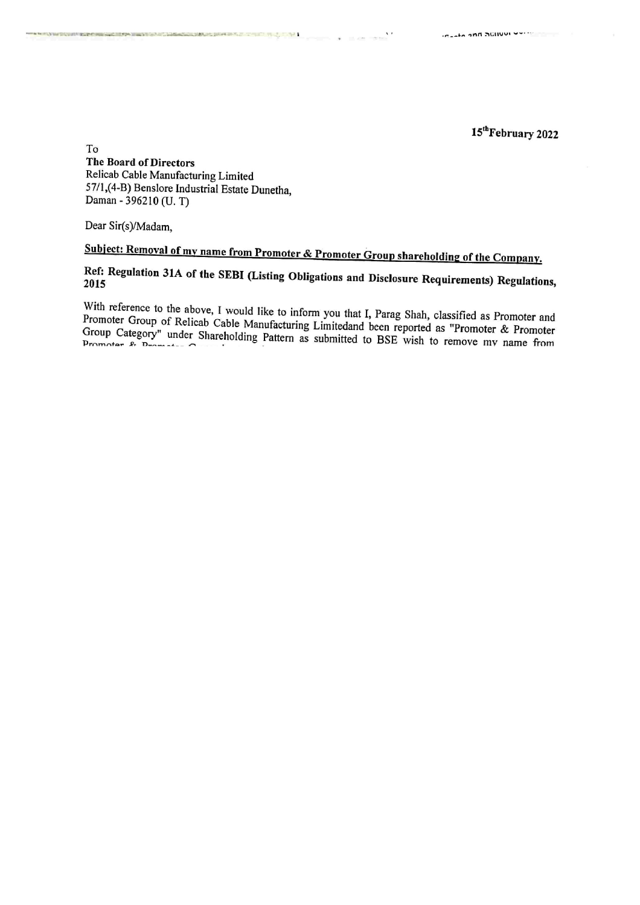15th February 2022

To

**The Board of Directors**

Relicab Cable Manufacturing Limited

57/1,(4-B) Benslore Industrial Estate Dunetha,

Daman - 396210 (U. T)

Dear Sir(s)/Madam,

**Subject: Removal of my name from Promoter & Promoter Group shareholding of the Company.**

**Ref: Regulation 31A of the SEBI (Listing Obligations and Disclosure Requirements) Regulations, 2015**

With reference to the above, I would like to inform you that I, Parag Shah, classified as Promoter and Promoter Group of Relicab Cable Manufacturing Limitedand been reported as "Promoter & Promoter Group Category" under Shareholding Pattern as submitted to BSE wish to remove my name from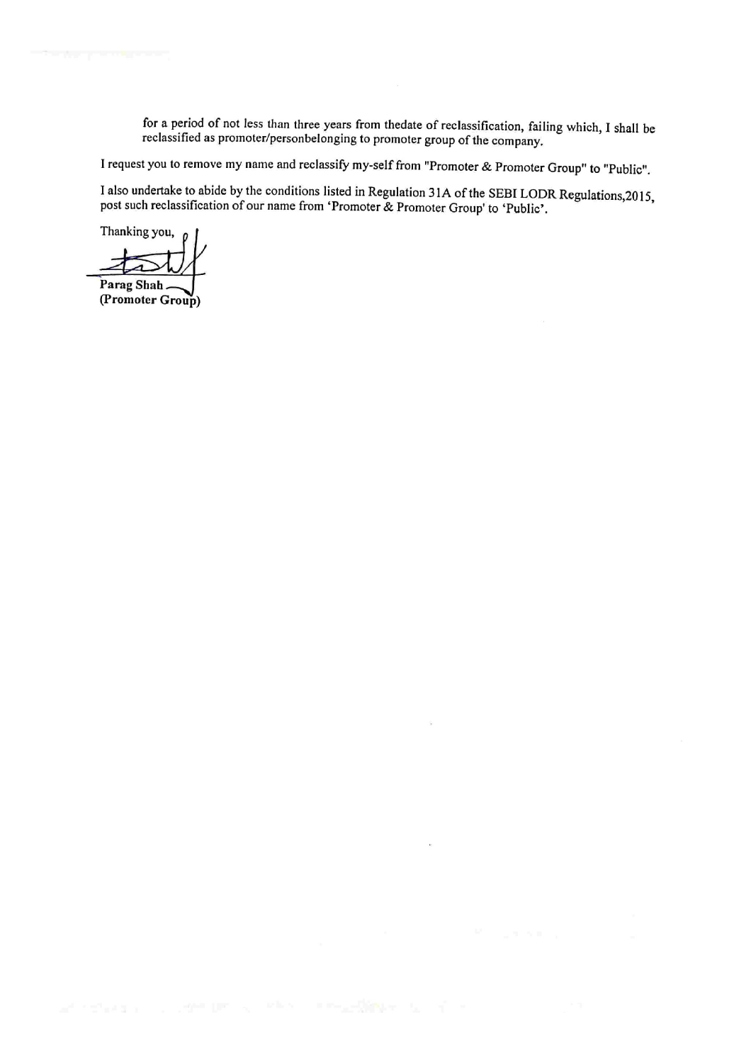for a period of not less than three years from thedate of reclassification, failing which, I shall be reclassified as promoter/personbelonging to promoter group of the company.

I request you to remove my name and reclassify my-self from "Promoter & Promoter Group" to "Public".

I also undertake to abide by the conditions listed in Regulation 31A of the SEBI LODR Regulations,2015, post such reclassification of our name from 'Promoter & Promoter Group' to 'Public'.

Thanking you,

**Parag Shah**
**(Promoter Group)**